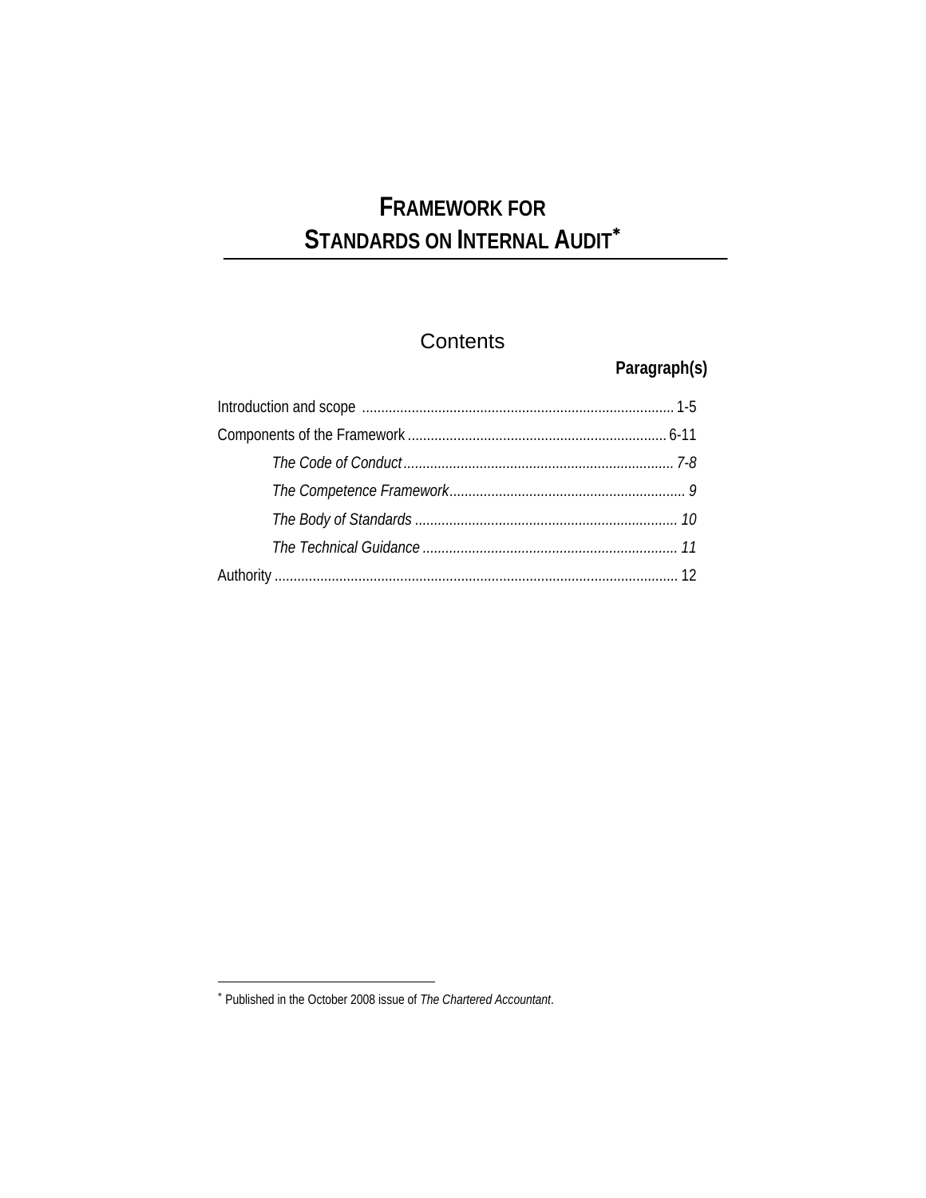# FRAMEWORK FOR STANDARDS ON INTERNAL AUDIT[*]

## Contents

| | Paragraph(s) |
|---|---|
| Introduction and scope | 1-5 |
| Components of the Framework | 6-11 |
| *The Code of Conduct* | *7-8* |
| *The Competence Framework* | *9* |
| *The Body of Standards* | *10* |
| *The Technical Guidance* | *11* |
| Authority | 12 |

[*] Published in the October 2008 issue of *The Chartered Accountant*.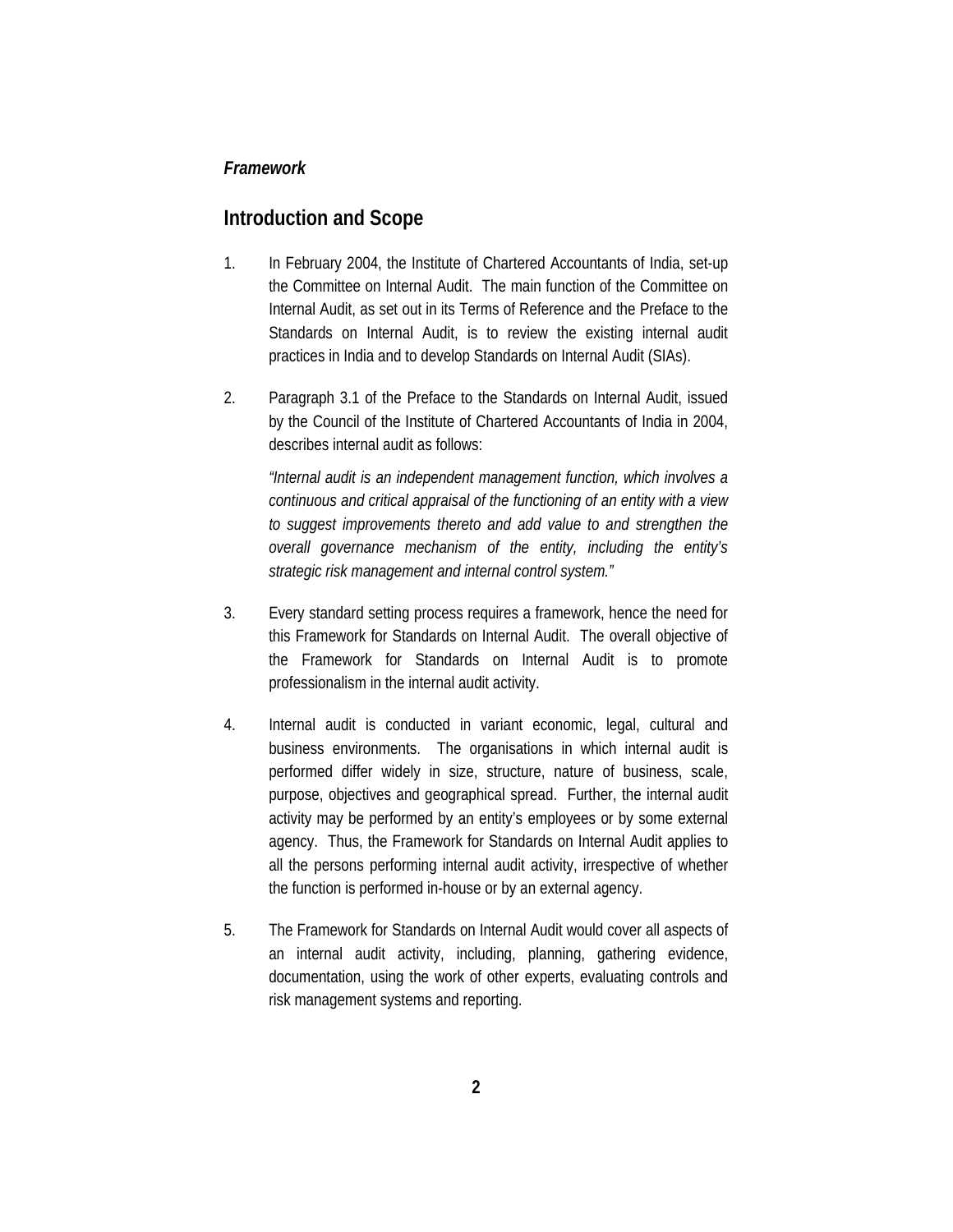*Framework*

## Introduction and Scope

1. In February 2004, the Institute of Chartered Accountants of India, set-up the Committee on Internal Audit. The main function of the Committee on Internal Audit, as set out in its Terms of Reference and the Preface to the Standards on Internal Audit, is to review the existing internal audit practices in India and to develop Standards on Internal Audit (SIAs).

2. Paragraph 3.1 of the Preface to the Standards on Internal Audit, issued by the Council of the Institute of Chartered Accountants of India in 2004, describes internal audit as follows:

   *"Internal audit is an independent management function, which involves a continuous and critical appraisal of the functioning of an entity with a view to suggest improvements thereto and add value to and strengthen the overall governance mechanism of the entity, including the entity's strategic risk management and internal control system."*

3. Every standard setting process requires a framework, hence the need for this Framework for Standards on Internal Audit. The overall objective of the Framework for Standards on Internal Audit is to promote professionalism in the internal audit activity.

4. Internal audit is conducted in variant economic, legal, cultural and business environments. The organisations in which internal audit is performed differ widely in size, structure, nature of business, scale, purpose, objectives and geographical spread. Further, the internal audit activity may be performed by an entity's employees or by some external agency. Thus, the Framework for Standards on Internal Audit applies to all the persons performing internal audit activity, irrespective of whether the function is performed in-house or by an external agency.

5. The Framework for Standards on Internal Audit would cover all aspects of an internal audit activity, including, planning, gathering evidence, documentation, using the work of other experts, evaluating controls and risk management systems and reporting.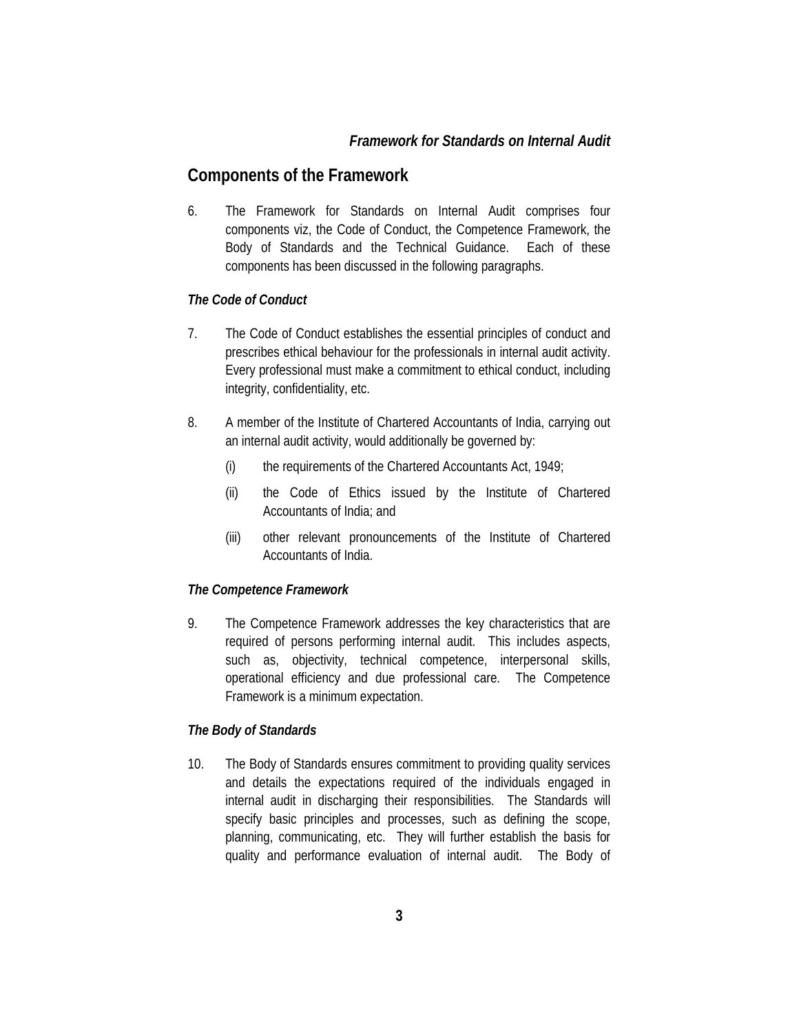## Components of the Framework

6. The Framework for Standards on Internal Audit comprises four components viz, the Code of Conduct, the Competence Framework, the Body of Standards and the Technical Guidance. Each of these components has been discussed in the following paragraphs.

***The Code of Conduct***

7. The Code of Conduct establishes the essential principles of conduct and prescribes ethical behaviour for the professionals in internal audit activity. Every professional must make a commitment to ethical conduct, including integrity, confidentiality, etc.

8. A member of the Institute of Chartered Accountants of India, carrying out an internal audit activity, would additionally be governed by:

   (i) the requirements of the Chartered Accountants Act, 1949;

   (ii) the Code of Ethics issued by the Institute of Chartered Accountants of India; and

   (iii) other relevant pronouncements of the Institute of Chartered Accountants of India.

***The Competence Framework***

9. The Competence Framework addresses the key characteristics that are required of persons performing internal audit. This includes aspects, such as, objectivity, technical competence, interpersonal skills, operational efficiency and due professional care. The Competence Framework is a minimum expectation.

***The Body of Standards***

10. The Body of Standards ensures commitment to providing quality services and details the expectations required of the individuals engaged in internal audit in discharging their responsibilities. The Standards will specify basic principles and processes, such as defining the scope, planning, communicating, etc. They will further establish the basis for quality and performance evaluation of internal audit. The Body of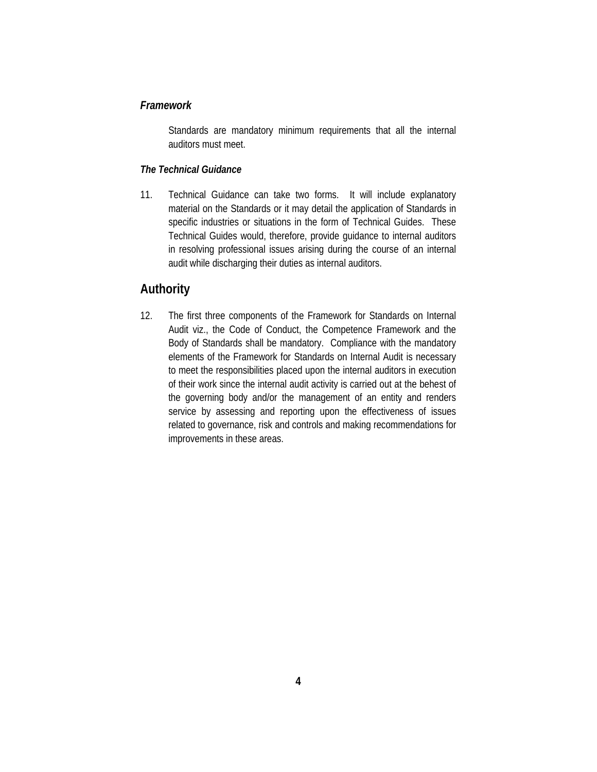***Framework***

Standards are mandatory minimum requirements that all the internal auditors must meet.

***The Technical Guidance***

11. Technical Guidance can take two forms. It will include explanatory material on the Standards or it may detail the application of Standards in specific industries or situations in the form of Technical Guides. These Technical Guides would, therefore, provide guidance to internal auditors in resolving professional issues arising during the course of an internal audit while discharging their duties as internal auditors.

## Authority

12. The first three components of the Framework for Standards on Internal Audit viz., the Code of Conduct, the Competence Framework and the Body of Standards shall be mandatory. Compliance with the mandatory elements of the Framework for Standards on Internal Audit is necessary to meet the responsibilities placed upon the internal auditors in execution of their work since the internal audit activity is carried out at the behest of the governing body and/or the management of an entity and renders service by assessing and reporting upon the effectiveness of issues related to governance, risk and controls and making recommendations for improvements in these areas.